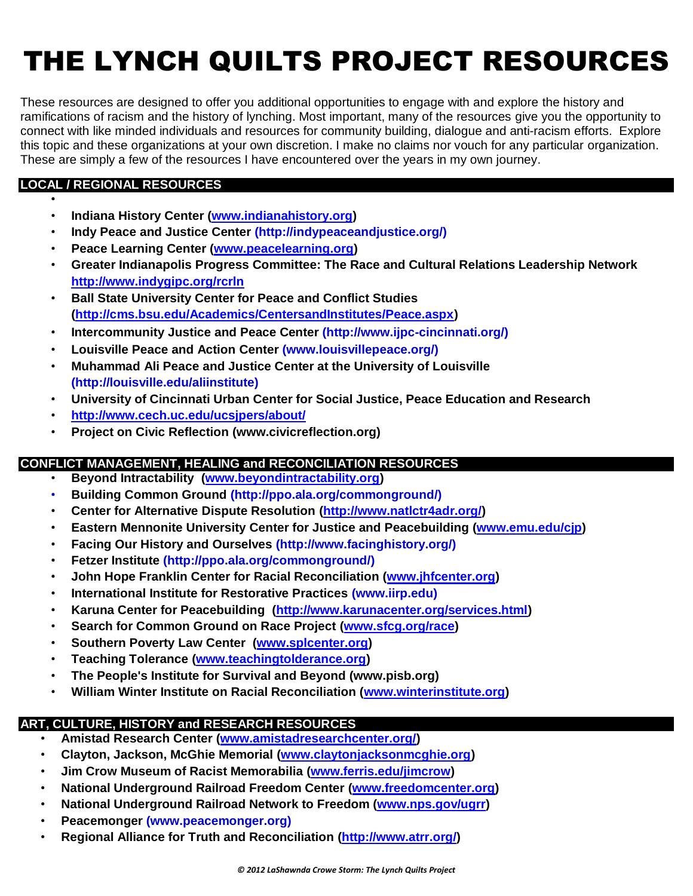# THE LYNCH QUILTS PROJECT RESOURCES

These resources are designed to offer you additional opportunities to engage with and explore the history and ramifications of racism and the history of lynching. Most important, many of the resources give you the opportunity to connect with like minded individuals and resources for community building, dialogue and anti-racism efforts. Explore this topic and these organizations at your own discretion. I make no claims nor vouch for any particular organization. These are simply a few of the resources I have encountered over the years in my own journey.

## LOCAL / REGIONAL RESOURCES

- **Indiana History Center (www.indianahistory.org)**
- **Indy Peace and Justice Center (http://indypeaceandjustice.org/)**
- **Peace Learning Center (www.peacelearning.org)**
- **Greater Indianapolis Progress Committee: The Race and Cultural Relations Leadership Network http://www.indygipc.org/rcrln**
- **Ball State University Center for Peace and Conflict Studies (http://cms.bsu.edu/Academics/CentersandInstitutes/Peace.aspx)**
- **Intercommunity Justice and Peace Center (http://www.ijpc-cincinnati.org/)**
- **Louisville Peace and Action Center (www.louisvillepeace.org/)**
- **Muhammad Ali Peace and Justice Center at the University of Louisville (http://louisville.edu/aliinstitute)**
- **University of Cincinnati Urban Center for Social Justice, Peace Education and Research**
- **http://www.cech.uc.edu/ucsjpers/about/**
- **Project on Civic Reflection (www.civicreflection.org)**

## CONFLICT MANAGEMENT, HEALING and RECONCILIATION RESOURCES

- **Beyond Intractability (www.beyondintractability.org)**
- **Building Common Ground (http://ppo.ala.org/commonground/)**
- **Center for Alternative Dispute Resolution (http://www.natlctr4adr.org/)**
- **Eastern Mennonite University Center for Justice and Peacebuilding (www.emu.edu/cjp)**
- **Facing Our History and Ourselves (http://www.facinghistory.org/)**
- **Fetzer Institute (http://ppo.ala.org/commonground/)**
- **John Hope Franklin Center for Racial Reconciliation (www.jhfcenter.org)**
- **International Institute for Restorative Practices (www.iirp.edu)**
- **Karuna Center for Peacebuilding (http://www.karunacenter.org/services.html)**
- **Search for Common Ground on Race Project (www.sfcg.org/race)**
- **Southern Poverty Law Center (www.splcenter.org)**
- **Teaching Tolerance (www.teachingtolderance.org)**
- **The People's Institute for Survival and Beyond (www.pisb.org)**
- **William Winter Institute on Racial Reconciliation (www.winterinstitute.org)**

## ART, CULTURE, HISTORY and RESEARCH RESOURCES

- **Amistad Research Center (www.amistadresearchcenter.org/)**
- **Clayton, Jackson, McGhie Memorial (www.claytonjacksonmcghie.org)**
- **Jim Crow Museum of Racist Memorabilia (www.ferris.edu/jimcrow)**
- **National Underground Railroad Freedom Center (www.freedomcenter.org)**
- **National Underground Railroad Network to Freedom (www.nps.gov/ugrr)**
- **Peacemonger (www.peacemonger.org)**
- **Regional Alliance for Truth and Reconciliation (http://www.atrr.org/)**

*© 2012 LaShawnda Crowe Storm: The Lynch Quilts Project*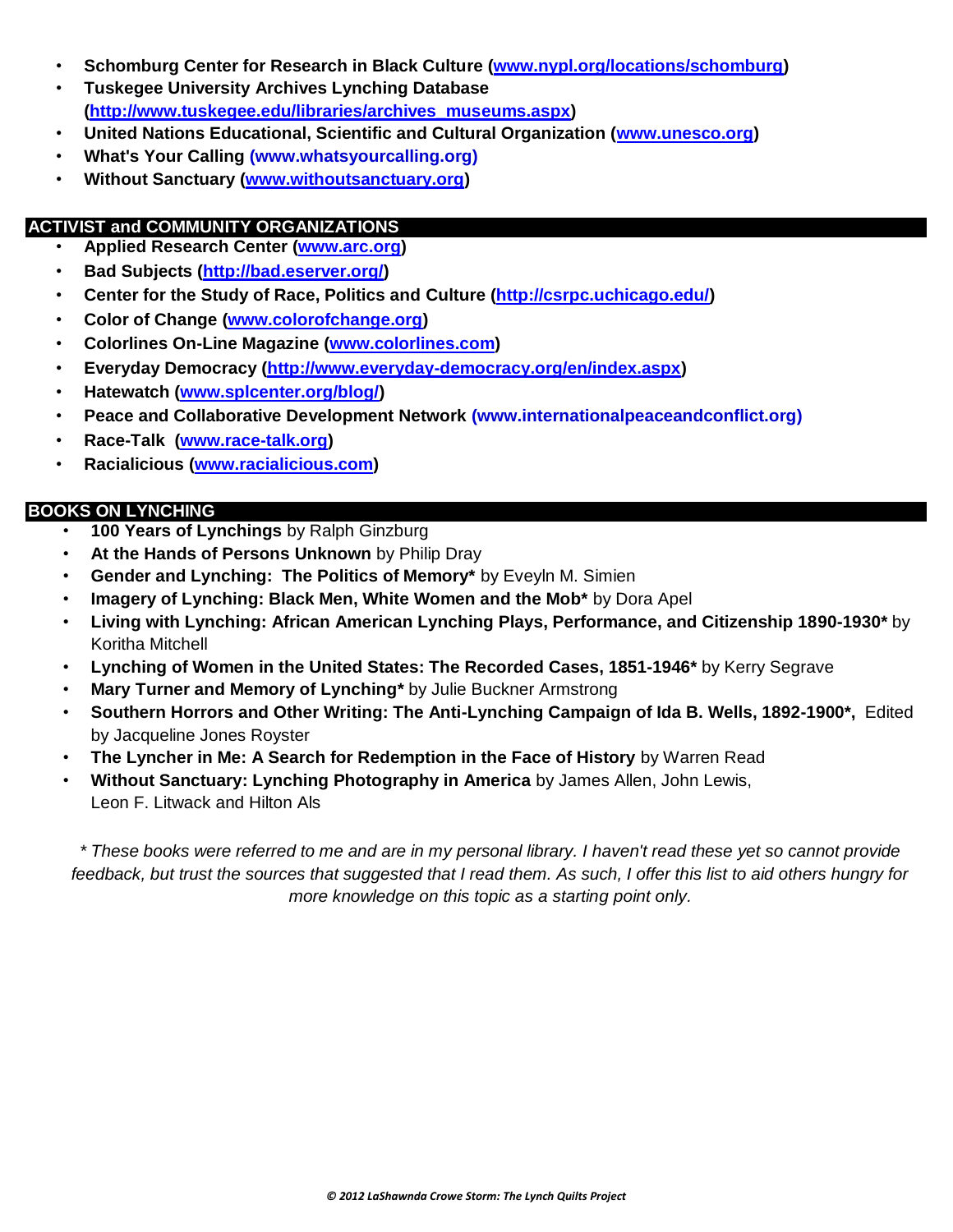- **Schomburg Center for Research in Black Culture (www.nypl.org/locations/schomburg)**
- **Tuskegee University Archives Lynching Database (http://www.tuskegee.edu/libraries/archives_museums.aspx)**
- **United Nations Educational, Scientific and Cultural Organization (www.unesco.org)**
- **What's Your Calling (www.whatsyourcalling.org)**
- **Without Sanctuary (www.withoutsanctuary.org)**

## ACTIVIST and COMMUNITY ORGANIZATIONS

- **Applied Research Center (www.arc.org)**
- **Bad Subjects (http://bad.eserver.org/)**
- **Center for the Study of Race, Politics and Culture (http://csrpc.uchicago.edu/)**
- **Color of Change (www.colorofchange.org)**
- **Colorlines On-Line Magazine (www.colorlines.com)**
- **Everyday Democracy (http://www.everyday-democracy.org/en/index.aspx)**
- **Hatewatch (www.splcenter.org/blog/)**
- **Peace and Collaborative Development Network (www.internationalpeaceandconflict.org)**
- **Race-Talk (www.race-talk.org)**
- **Racialicious (www.racialicious.com)**

## BOOKS ON LYNCHING

- **100 Years of Lynchings** by Ralph Ginzburg
- **At the Hands of Persons Unknown** by Philip Dray
- **Gender and Lynching: The Politics of Memory*** by Eveyln M. Simien
- **Imagery of Lynching: Black Men, White Women and the Mob*** by Dora Apel
- **Living with Lynching: African American Lynching Plays, Performance, and Citizenship 1890-1930*** by Koritha Mitchell
- **Lynching of Women in the United States: The Recorded Cases, 1851-1946*** by Kerry Segrave
- **Mary Turner and Memory of Lynching*** by Julie Buckner Armstrong
- **Southern Horrors and Other Writing: The Anti-Lynching Campaign of Ida B. Wells, 1892-1900*,** Edited by Jacqueline Jones Royster
- **The Lyncher in Me: A Search for Redemption in the Face of History** by Warren Read
- **Without Sanctuary: Lynching Photography in America** by James Allen, John Lewis, Leon F. Litwack and Hilton Als

*\* These books were referred to me and are in my personal library. I haven't read these yet so cannot provide feedback, but trust the sources that suggested that I read them. As such, I offer this list to aid others hungry for more knowledge on this topic as a starting point only.*

*© 2012 LaShawnda Crowe Storm: The Lynch Quilts Project*